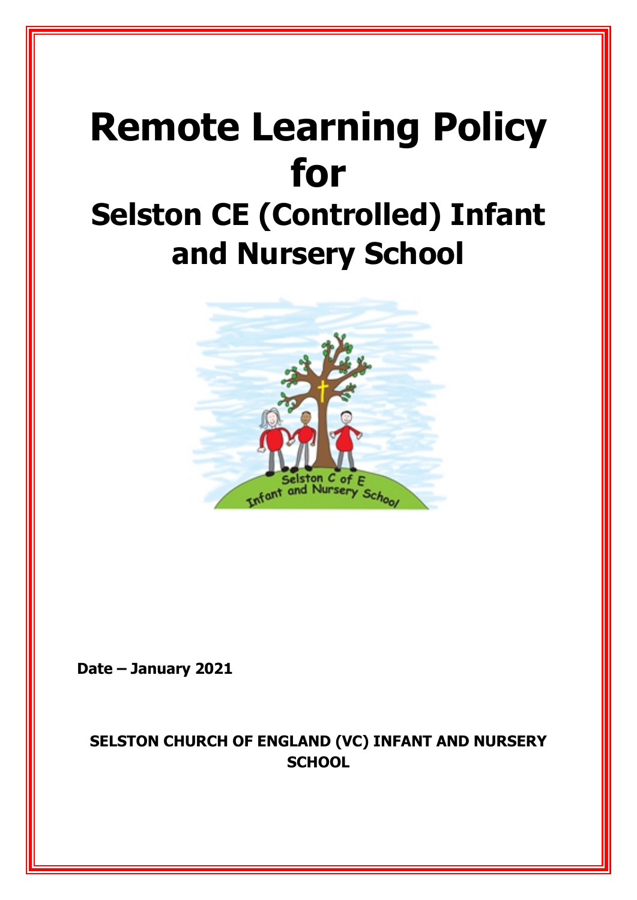# Remote Learning Policy for

## Selston CE (Controlled) Infant and Nursery School

**Date – January 2021**

**SELSTON CHURCH OF ENGLAND (VC) INFANT AND NURSERY SCHOOL**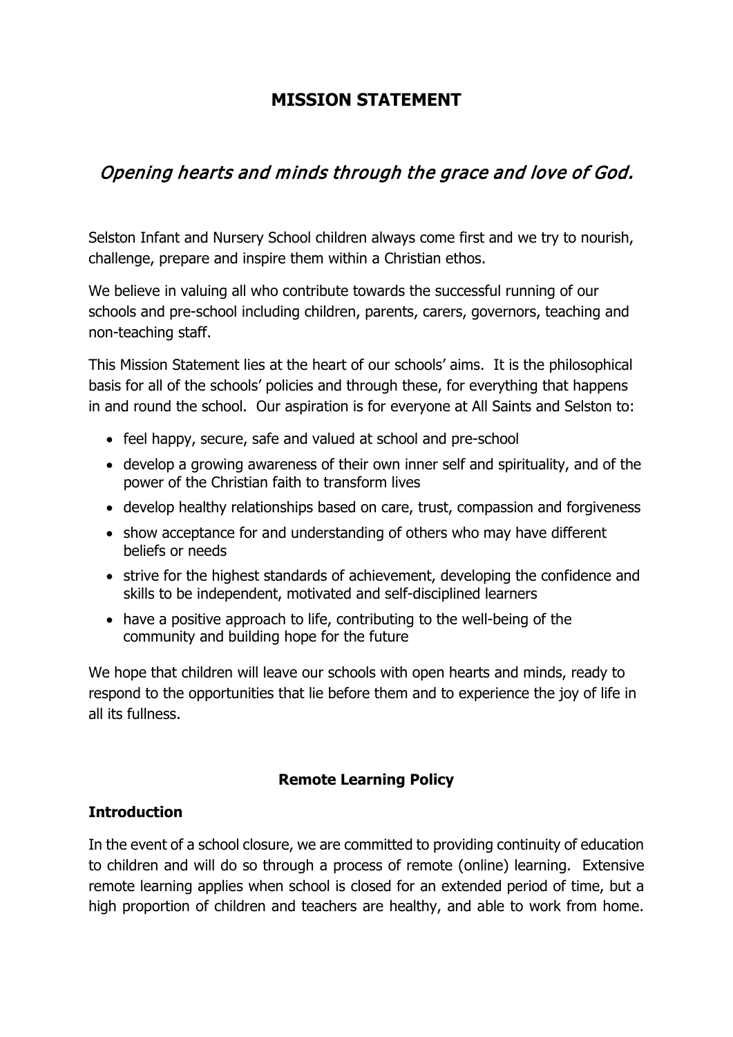# MISSION STATEMENT

## *Opening hearts and minds through the grace and love of God.*

Selston Infant and Nursery School children always come first and we try to nourish, challenge, prepare and inspire them within a Christian ethos.

We believe in valuing all who contribute towards the successful running of our schools and pre-school including children, parents, carers, governors, teaching and non-teaching staff.

This Mission Statement lies at the heart of our schools' aims. It is the philosophical basis for all of the schools' policies and through these, for everything that happens in and round the school. Our aspiration is for everyone at All Saints and Selston to:

- feel happy, secure, safe and valued at school and pre-school
- develop a growing awareness of their own inner self and spirituality, and of the power of the Christian faith to transform lives
- develop healthy relationships based on care, trust, compassion and forgiveness
- show acceptance for and understanding of others who may have different beliefs or needs
- strive for the highest standards of achievement, developing the confidence and skills to be independent, motivated and self-disciplined learners
- have a positive approach to life, contributing to the well-being of the community and building hope for the future

We hope that children will leave our schools with open hearts and minds, ready to respond to the opportunities that lie before them and to experience the joy of life in all its fullness.

**Remote Learning Policy**

### Introduction

In the event of a school closure, we are committed to providing continuity of education to children and will do so through a process of remote (online) learning. Extensive remote learning applies when school is closed for an extended period of time, but a high proportion of children and teachers are healthy, and able to work from home.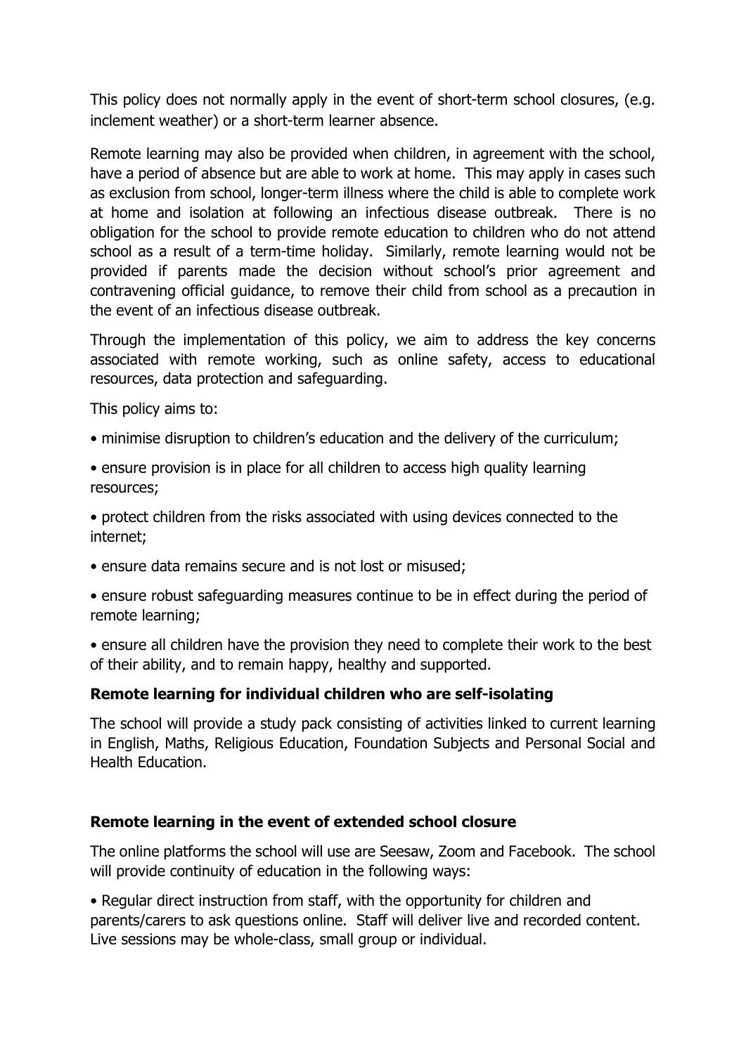This policy does not normally apply in the event of short-term school closures, (e.g. inclement weather) or a short-term learner absence.

Remote learning may also be provided when children, in agreement with the school, have a period of absence but are able to work at home. This may apply in cases such as exclusion from school, longer-term illness where the child is able to complete work at home and isolation at following an infectious disease outbreak. There is no obligation for the school to provide remote education to children who do not attend school as a result of a term-time holiday. Similarly, remote learning would not be provided if parents made the decision without school's prior agreement and contravening official guidance, to remove their child from school as a precaution in the event of an infectious disease outbreak.

Through the implementation of this policy, we aim to address the key concerns associated with remote working, such as online safety, access to educational resources, data protection and safeguarding.

This policy aims to:

- minimise disruption to children's education and the delivery of the curriculum;
- ensure provision is in place for all children to access high quality learning resources;
- protect children from the risks associated with using devices connected to the internet;
- ensure data remains secure and is not lost or misused;
- ensure robust safeguarding measures continue to be in effect during the period of remote learning;
- ensure all children have the provision they need to complete their work to the best of their ability, and to remain happy, healthy and supported.

**Remote learning for individual children who are self-isolating**

The school will provide a study pack consisting of activities linked to current learning in English, Maths, Religious Education, Foundation Subjects and Personal Social and Health Education.

**Remote learning in the event of extended school closure**

The online platforms the school will use are Seesaw, Zoom and Facebook. The school will provide continuity of education in the following ways:

- Regular direct instruction from staff, with the opportunity for children and parents/carers to ask questions online. Staff will deliver live and recorded content. Live sessions may be whole-class, small group or individual.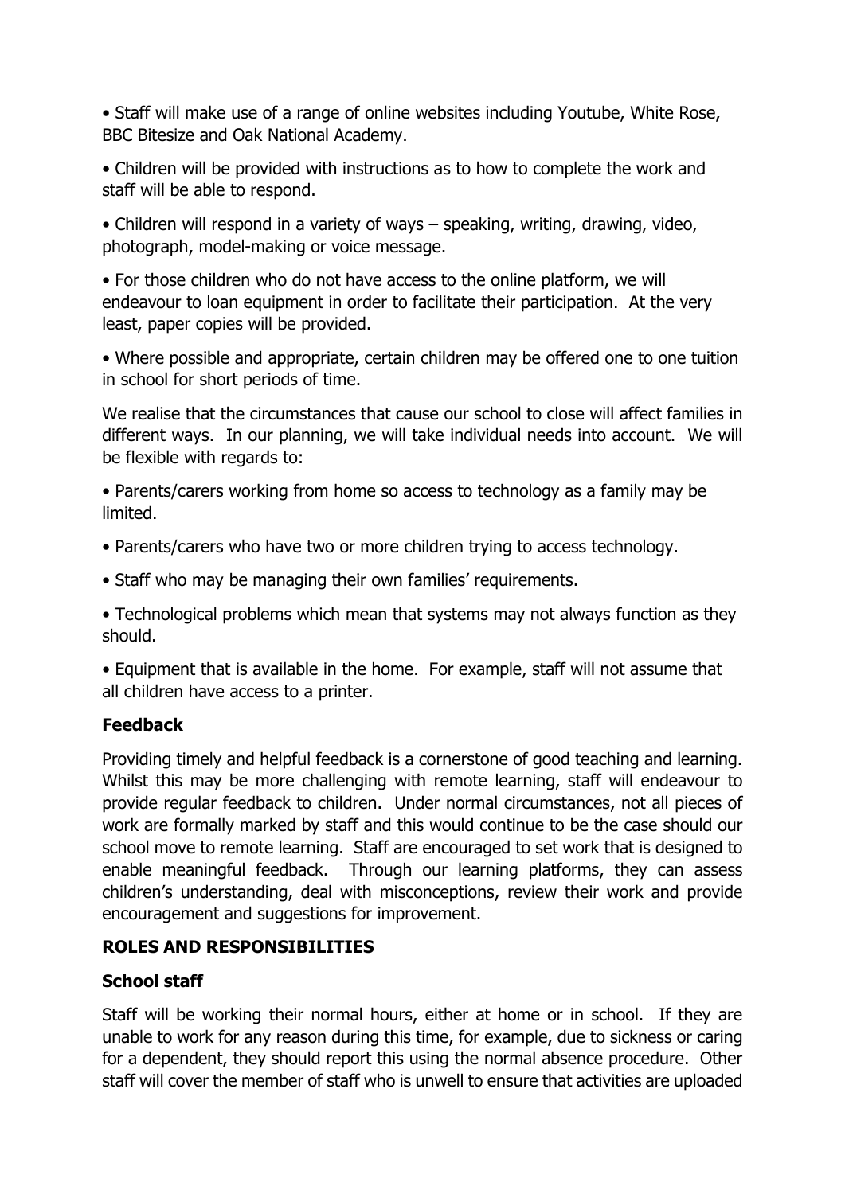- Staff will make use of a range of online websites including Youtube, White Rose, BBC Bitesize and Oak National Academy.
- Children will be provided with instructions as to how to complete the work and staff will be able to respond.
- Children will respond in a variety of ways – speaking, writing, drawing, video, photograph, model-making or voice message.
- For those children who do not have access to the online platform, we will endeavour to loan equipment in order to facilitate their participation. At the very least, paper copies will be provided.
- Where possible and appropriate, certain children may be offered one to one tuition in school for short periods of time.

We realise that the circumstances that cause our school to close will affect families in different ways. In our planning, we will take individual needs into account. We will be flexible with regards to:

- Parents/carers working from home so access to technology as a family may be limited.
- Parents/carers who have two or more children trying to access technology.
- Staff who may be managing their own families' requirements.
- Technological problems which mean that systems may not always function as they should.
- Equipment that is available in the home. For example, staff will not assume that all children have access to a printer.

**Feedback**

Providing timely and helpful feedback is a cornerstone of good teaching and learning. Whilst this may be more challenging with remote learning, staff will endeavour to provide regular feedback to children. Under normal circumstances, not all pieces of work are formally marked by staff and this would continue to be the case should our school move to remote learning. Staff are encouraged to set work that is designed to enable meaningful feedback. Through our learning platforms, they can assess children's understanding, deal with misconceptions, review their work and provide encouragement and suggestions for improvement.

**ROLES AND RESPONSIBILITIES**

**School staff**

Staff will be working their normal hours, either at home or in school. If they are unable to work for any reason during this time, for example, due to sickness or caring for a dependent, they should report this using the normal absence procedure. Other staff will cover the member of staff who is unwell to ensure that activities are uploaded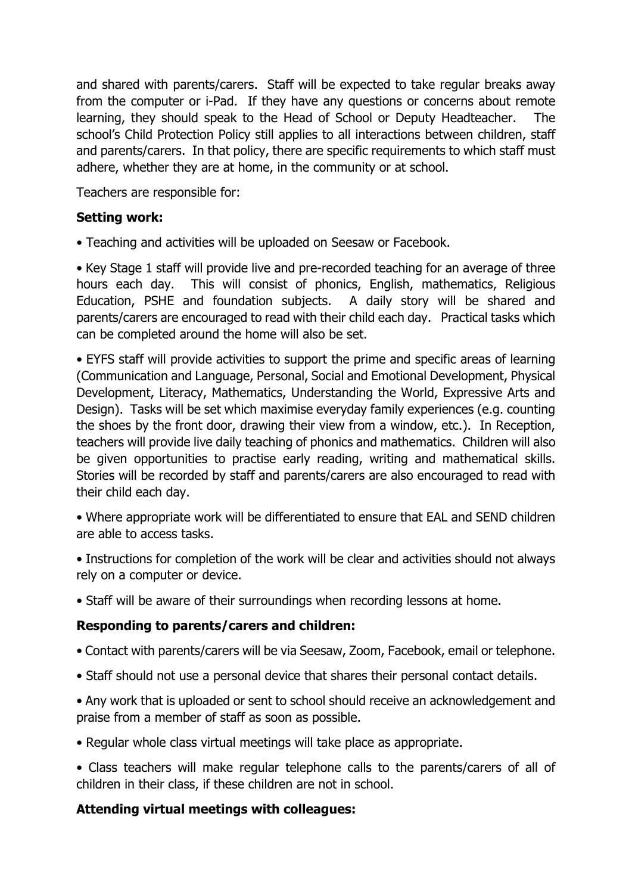and shared with parents/carers. Staff will be expected to take regular breaks away from the computer or i-Pad. If they have any questions or concerns about remote learning, they should speak to the Head of School or Deputy Headteacher. The school's Child Protection Policy still applies to all interactions between children, staff and parents/carers. In that policy, there are specific requirements to which staff must adhere, whether they are at home, in the community or at school.

Teachers are responsible for:

**Setting work:**

• Teaching and activities will be uploaded on Seesaw or Facebook.

• Key Stage 1 staff will provide live and pre-recorded teaching for an average of three hours each day. This will consist of phonics, English, mathematics, Religious Education, PSHE and foundation subjects. A daily story will be shared and parents/carers are encouraged to read with their child each day. Practical tasks which can be completed around the home will also be set.

• EYFS staff will provide activities to support the prime and specific areas of learning (Communication and Language, Personal, Social and Emotional Development, Physical Development, Literacy, Mathematics, Understanding the World, Expressive Arts and Design). Tasks will be set which maximise everyday family experiences (e.g. counting the shoes by the front door, drawing their view from a window, etc.). In Reception, teachers will provide live daily teaching of phonics and mathematics. Children will also be given opportunities to practise early reading, writing and mathematical skills. Stories will be recorded by staff and parents/carers are also encouraged to read with their child each day.

• Where appropriate work will be differentiated to ensure that EAL and SEND children are able to access tasks.

• Instructions for completion of the work will be clear and activities should not always rely on a computer or device.

• Staff will be aware of their surroundings when recording lessons at home.

**Responding to parents/carers and children:**

• Contact with parents/carers will be via Seesaw, Zoom, Facebook, email or telephone.

• Staff should not use a personal device that shares their personal contact details.

• Any work that is uploaded or sent to school should receive an acknowledgement and praise from a member of staff as soon as possible.

• Regular whole class virtual meetings will take place as appropriate.

• Class teachers will make regular telephone calls to the parents/carers of all of children in their class, if these children are not in school.

**Attending virtual meetings with colleagues:**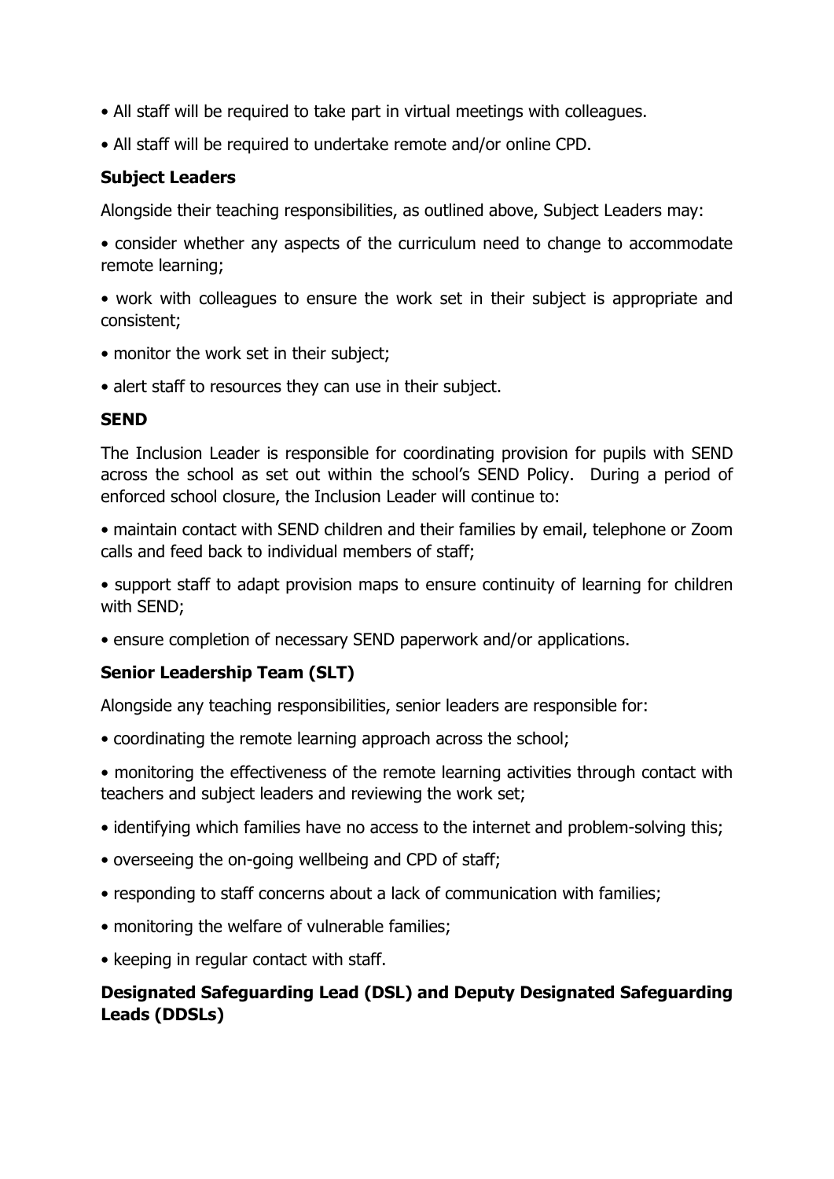• All staff will be required to take part in virtual meetings with colleagues.

• All staff will be required to undertake remote and/or online CPD.

**Subject Leaders**

Alongside their teaching responsibilities, as outlined above, Subject Leaders may:

• consider whether any aspects of the curriculum need to change to accommodate remote learning;

• work with colleagues to ensure the work set in their subject is appropriate and consistent;

• monitor the work set in their subject;

• alert staff to resources they can use in their subject.

**SEND**

The Inclusion Leader is responsible for coordinating provision for pupils with SEND across the school as set out within the school's SEND Policy. During a period of enforced school closure, the Inclusion Leader will continue to:

• maintain contact with SEND children and their families by email, telephone or Zoom calls and feed back to individual members of staff;

• support staff to adapt provision maps to ensure continuity of learning for children with SEND;

• ensure completion of necessary SEND paperwork and/or applications.

**Senior Leadership Team (SLT)**

Alongside any teaching responsibilities, senior leaders are responsible for:

• coordinating the remote learning approach across the school;

• monitoring the effectiveness of the remote learning activities through contact with teachers and subject leaders and reviewing the work set;

• identifying which families have no access to the internet and problem-solving this;

• overseeing the on-going wellbeing and CPD of staff;

• responding to staff concerns about a lack of communication with families;

• monitoring the welfare of vulnerable families;

• keeping in regular contact with staff.

**Designated Safeguarding Lead (DSL) and Deputy Designated Safeguarding Leads (DDSLs)**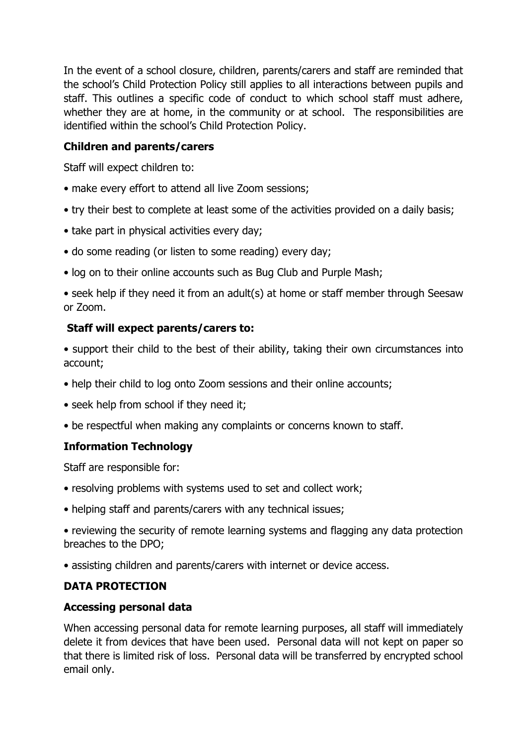In the event of a school closure, children, parents/carers and staff are reminded that the school's Child Protection Policy still applies to all interactions between pupils and staff. This outlines a specific code of conduct to which school staff must adhere, whether they are at home, in the community or at school. The responsibilities are identified within the school's Child Protection Policy.

**Children and parents/carers**

Staff will expect children to:

- make every effort to attend all live Zoom sessions;
- try their best to complete at least some of the activities provided on a daily basis;
- take part in physical activities every day;
- do some reading (or listen to some reading) every day;
- log on to their online accounts such as Bug Club and Purple Mash;
- seek help if they need it from an adult(s) at home or staff member through Seesaw or Zoom.

**Staff will expect parents/carers to:**

- support their child to the best of their ability, taking their own circumstances into account;
- help their child to log onto Zoom sessions and their online accounts;
- seek help from school if they need it;
- be respectful when making any complaints or concerns known to staff.

**Information Technology**

Staff are responsible for:

- resolving problems with systems used to set and collect work;
- helping staff and parents/carers with any technical issues;
- reviewing the security of remote learning systems and flagging any data protection breaches to the DPO;
- assisting children and parents/carers with internet or device access.

**DATA PROTECTION**

**Accessing personal data**

When accessing personal data for remote learning purposes, all staff will immediately delete it from devices that have been used. Personal data will not kept on paper so that there is limited risk of loss. Personal data will be transferred by encrypted school email only.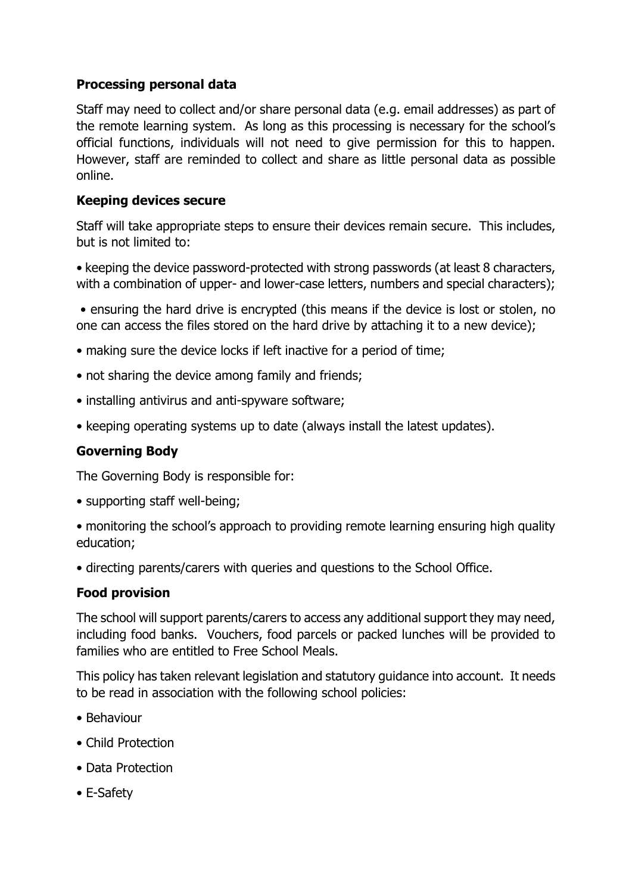**Processing personal data**

Staff may need to collect and/or share personal data (e.g. email addresses) as part of the remote learning system. As long as this processing is necessary for the school's official functions, individuals will not need to give permission for this to happen. However, staff are reminded to collect and share as little personal data as possible online.

**Keeping devices secure**

Staff will take appropriate steps to ensure their devices remain secure. This includes, but is not limited to:

- keeping the device password-protected with strong passwords (at least 8 characters, with a combination of upper- and lower-case letters, numbers and special characters);
- ensuring the hard drive is encrypted (this means if the device is lost or stolen, no one can access the files stored on the hard drive by attaching it to a new device);
- making sure the device locks if left inactive for a period of time;
- not sharing the device among family and friends;
- installing antivirus and anti-spyware software;
- keeping operating systems up to date (always install the latest updates).

**Governing Body**

The Governing Body is responsible for:

- supporting staff well-being;
- monitoring the school's approach to providing remote learning ensuring high quality education;
- directing parents/carers with queries and questions to the School Office.

**Food provision**

The school will support parents/carers to access any additional support they may need, including food banks. Vouchers, food parcels or packed lunches will be provided to families who are entitled to Free School Meals.

This policy has taken relevant legislation and statutory guidance into account. It needs to be read in association with the following school policies:

- Behaviour
- Child Protection
- Data Protection
- E-Safety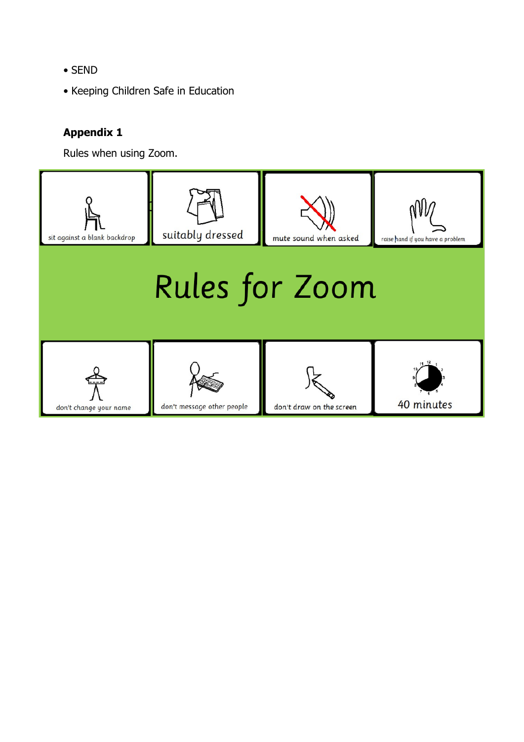- SEND
- Keeping Children Safe in Education

**Appendix 1**

Rules when using Zoom.

sit against a blank backdrop

suitably dressed

mute sound when asked

raise hand if you have a problem

Rules for Zoom

don't change your name

don't message other people

don't draw on the screen

40 minutes